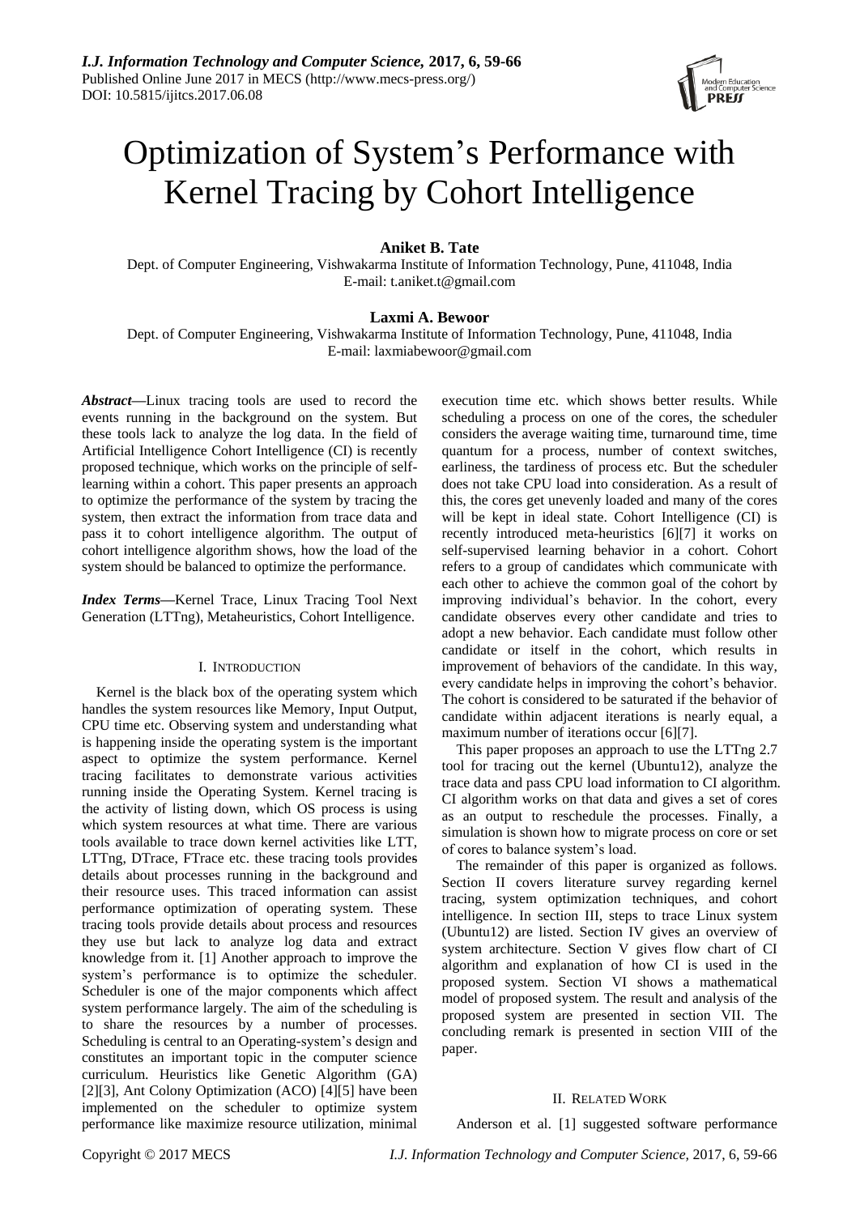# Optimization of System's Performance with Kernel Tracing by Cohort Intelligence

**Aniket B. Tate**

Dept. of Computer Engineering, Vishwakarma Institute of Information Technology, Pune, 411048, India
E-mail: t.aniket.t@gmail.com

**Laxmi A. Bewoor**

Dept. of Computer Engineering, Vishwakarma Institute of Information Technology, Pune, 411048, India
E-mail: laxmiabewoor@gmail.com

***Abstract*—**Linux tracing tools are used to record the events running in the background on the system. But these tools lack to analyze the log data. In the field of Artificial Intelligence Cohort Intelligence (CI) is recently proposed technique, which works on the principle of self-learning within a cohort. This paper presents an approach to optimize the performance of the system by tracing the system, then extract the information from trace data and pass it to cohort intelligence algorithm. The output of cohort intelligence algorithm shows, how the load of the system should be balanced to optimize the performance.

***Index Terms*—**Kernel Trace, Linux Tracing Tool Next Generation (LTTng), Metaheuristics, Cohort Intelligence.

## I. Introduction

Kernel is the black box of the operating system which handles the system resources like Memory, Input Output, CPU time etc. Observing system and understanding what is happening inside the operating system is the important aspect to optimize the system performance. Kernel tracing facilitates to demonstrate various activities running inside the Operating System. Kernel tracing is the activity of listing down, which OS process is using which system resources at what time. There are various tools available to trace down kernel activities like LTT, LTTng, DTrace, FTrace etc. these tracing tools provides details about processes running in the background and their resource uses. This traced information can assist performance optimization of operating system. These tracing tools provide details about process and resources they use but lack to analyze log data and extract knowledge from it. [1] Another approach to improve the system's performance is to optimize the scheduler. Scheduler is one of the major components which affect system performance largely. The aim of the scheduling is to share the resources by a number of processes. Scheduling is central to an Operating-system's design and constitutes an important topic in the computer science curriculum. Heuristics like Genetic Algorithm (GA) [2][3], Ant Colony Optimization (ACO) [4][5] have been implemented on the scheduler to optimize system performance like maximize resource utilization, minimal execution time etc. which shows better results. While scheduling a process on one of the cores, the scheduler considers the average waiting time, turnaround time, time quantum for a process, number of context switches, earliness, the tardiness of process etc. But the scheduler does not take CPU load into consideration. As a result of this, the cores get unevenly loaded and many of the cores will be kept in ideal state. Cohort Intelligence (CI) is recently introduced meta-heuristics [6][7] it works on self-supervised learning behavior in a cohort. Cohort refers to a group of candidates which communicate with each other to achieve the common goal of the cohort by improving individual's behavior. In the cohort, every candidate observes every other candidate and tries to adopt a new behavior. Each candidate must follow other candidate or itself in the cohort, which results in improvement of behaviors of the candidate. In this way, every candidate helps in improving the cohort's behavior. The cohort is considered to be saturated if the behavior of candidate within adjacent iterations is nearly equal, a maximum number of iterations occur [6][7].

This paper proposes an approach to use the LTTng 2.7 tool for tracing out the kernel (Ubuntu12), analyze the trace data and pass CPU load information to CI algorithm. CI algorithm works on that data and gives a set of cores as an output to reschedule the processes. Finally, a simulation is shown how to migrate process on core or set of cores to balance system's load.

The remainder of this paper is organized as follows. Section II covers literature survey regarding kernel tracing, system optimization techniques, and cohort intelligence. In section III, steps to trace Linux system (Ubuntu12) are listed. Section IV gives an overview of system architecture. Section V gives flow chart of CI algorithm and explanation of how CI is used in the proposed system. Section VI shows a mathematical model of proposed system. The result and analysis of the proposed system are presented in section VII. The concluding remark is presented in section VIII of the paper.

## II. Related Work

Anderson et al. [1] suggested software performance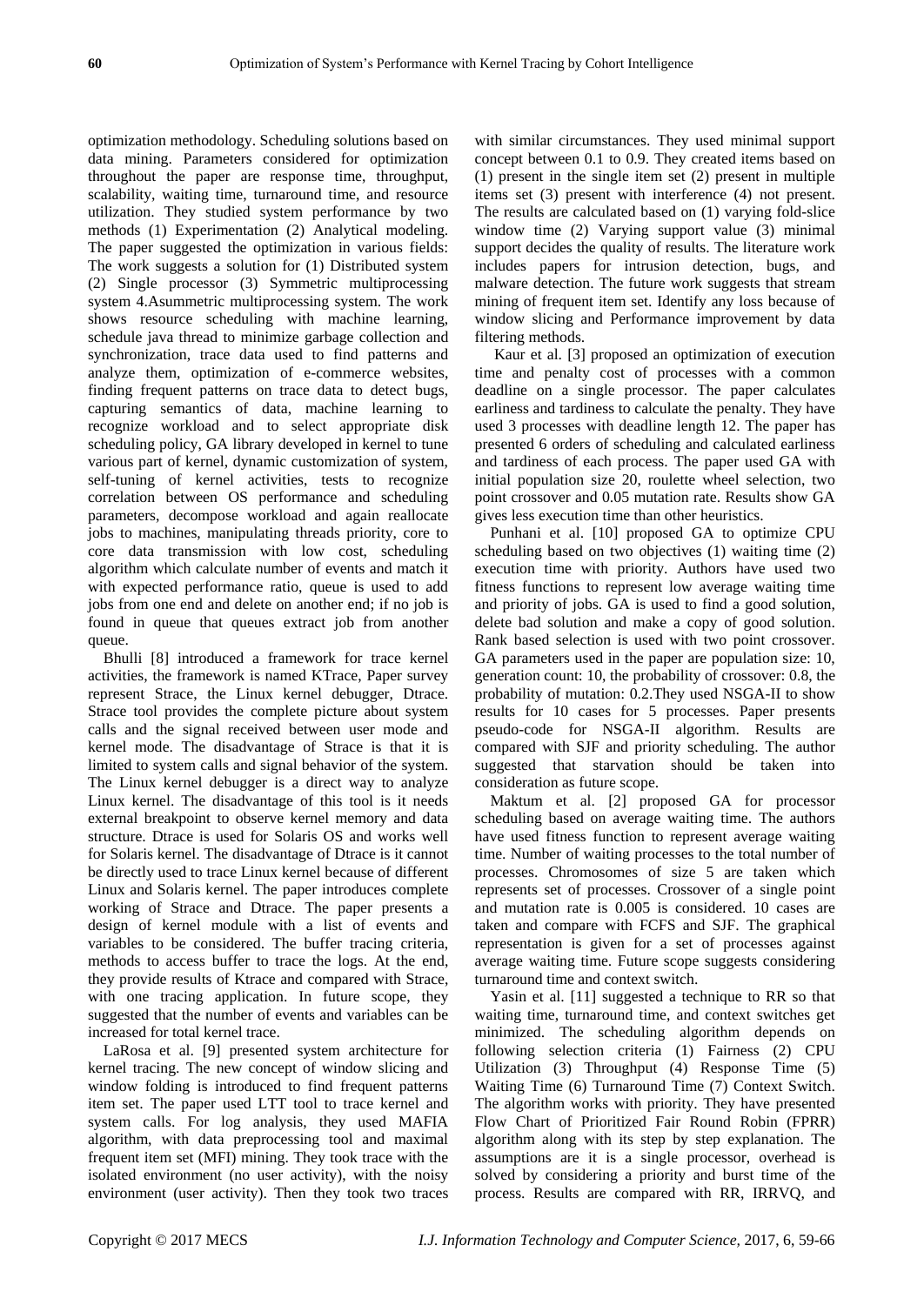optimization methodology. Scheduling solutions based on data mining. Parameters considered for optimization throughout the paper are response time, throughput, scalability, waiting time, turnaround time, and resource utilization. They studied system performance by two methods (1) Experimentation (2) Analytical modeling. The paper suggested the optimization in various fields: The work suggests a solution for (1) Distributed system (2) Single processor (3) Symmetric multiprocessing system 4.Asummetric multiprocessing system. The work shows resource scheduling with machine learning, schedule java thread to minimize garbage collection and synchronization, trace data used to find patterns and analyze them, optimization of e-commerce websites, finding frequent patterns on trace data to detect bugs, capturing semantics of data, machine learning to recognize workload and to select appropriate disk scheduling policy, GA library developed in kernel to tune various part of kernel, dynamic customization of system, self-tuning of kernel activities, tests to recognize correlation between OS performance and scheduling parameters, decompose workload and again reallocate jobs to machines, manipulating threads priority, core to core data transmission with low cost, scheduling algorithm which calculate number of events and match it with expected performance ratio, queue is used to add jobs from one end and delete on another end; if no job is found in queue that queues extract job from another queue.

Bhulli [8] introduced a framework for trace kernel activities, the framework is named KTrace, Paper survey represent Strace, the Linux kernel debugger, Dtrace. Strace tool provides the complete picture about system calls and the signal received between user mode and kernel mode. The disadvantage of Strace is that it is limited to system calls and signal behavior of the system. The Linux kernel debugger is a direct way to analyze Linux kernel. The disadvantage of this tool is it needs external breakpoint to observe kernel memory and data structure. Dtrace is used for Solaris OS and works well for Solaris kernel. The disadvantage of Dtrace is it cannot be directly used to trace Linux kernel because of different Linux and Solaris kernel. The paper introduces complete working of Strace and Dtrace. The paper presents a design of kernel module with a list of events and variables to be considered. The buffer tracing criteria, methods to access buffer to trace the logs. At the end, they provide results of Ktrace and compared with Strace, with one tracing application. In future scope, they suggested that the number of events and variables can be increased for total kernel trace.

LaRosa et al. [9] presented system architecture for kernel tracing. The new concept of window slicing and window folding is introduced to find frequent patterns item set. The paper used LTT tool to trace kernel and system calls. For log analysis, they used MAFIA algorithm, with data preprocessing tool and maximal frequent item set (MFI) mining. They took trace with the isolated environment (no user activity), with the noisy environment (user activity). Then they took two traces with similar circumstances. They used minimal support concept between 0.1 to 0.9. They created items based on (1) present in the single item set (2) present in multiple items set (3) present with interference (4) not present. The results are calculated based on (1) varying fold-slice window time (2) Varying support value (3) minimal support decides the quality of results. The literature work includes papers for intrusion detection, bugs, and malware detection. The future work suggests that stream mining of frequent item set. Identify any loss because of window slicing and Performance improvement by data filtering methods.

Kaur et al. [3] proposed an optimization of execution time and penalty cost of processes with a common deadline on a single processor. The paper calculates earliness and tardiness to calculate the penalty. They have used 3 processes with deadline length 12. The paper has presented 6 orders of scheduling and calculated earliness and tardiness of each process. The paper used GA with initial population size 20, roulette wheel selection, two point crossover and 0.05 mutation rate. Results show GA gives less execution time than other heuristics.

Punhani et al. [10] proposed GA to optimize CPU scheduling based on two objectives (1) waiting time (2) execution time with priority. Authors have used two fitness functions to represent low average waiting time and priority of jobs. GA is used to find a good solution, delete bad solution and make a copy of good solution. Rank based selection is used with two point crossover. GA parameters used in the paper are population size: 10, generation count: 10, the probability of crossover: 0.8, the probability of mutation: 0.2.They used NSGA-II to show results for 10 cases for 5 processes. Paper presents pseudo-code for NSGA-II algorithm. Results are compared with SJF and priority scheduling. The author suggested that starvation should be taken into consideration as future scope.

Maktum et al. [2] proposed GA for processor scheduling based on average waiting time. The authors have used fitness function to represent average waiting time. Number of waiting processes to the total number of processes. Chromosomes of size 5 are taken which represents set of processes. Crossover of a single point and mutation rate is 0.005 is considered. 10 cases are taken and compare with FCFS and SJF. The graphical representation is given for a set of processes against average waiting time. Future scope suggests considering turnaround time and context switch.

Yasin et al. [11] suggested a technique to RR so that waiting time, turnaround time, and context switches get minimized. The scheduling algorithm depends on following selection criteria (1) Fairness (2) CPU Utilization (3) Throughput (4) Response Time (5) Waiting Time (6) Turnaround Time (7) Context Switch. The algorithm works with priority. They have presented Flow Chart of Prioritized Fair Round Robin (FPRR) algorithm along with its step by step explanation. The assumptions are it is a single processor, overhead is solved by considering a priority and burst time of the process. Results are compared with RR, IRRVQ, and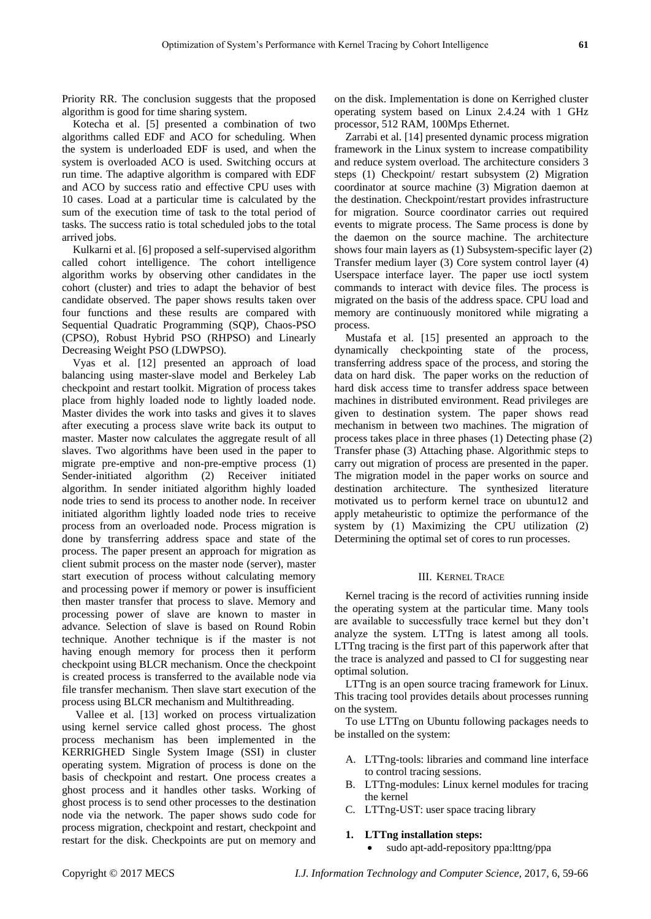Priority RR. The conclusion suggests that the proposed algorithm is good for time sharing system.

Kotecha et al. [5] presented a combination of two algorithms called EDF and ACO for scheduling. When the system is underloaded EDF is used, and when the system is overloaded ACO is used. Switching occurs at run time. The adaptive algorithm is compared with EDF and ACO by success ratio and effective CPU uses with 10 cases. Load at a particular time is calculated by the sum of the execution time of task to the total period of tasks. The success ratio is total scheduled jobs to the total arrived jobs.

Kulkarni et al. [6] proposed a self-supervised algorithm called cohort intelligence. The cohort intelligence algorithm works by observing other candidates in the cohort (cluster) and tries to adapt the behavior of best candidate observed. The paper shows results taken over four functions and these results are compared with Sequential Quadratic Programming (SQP), Chaos-PSO (CPSO), Robust Hybrid PSO (RHPSO) and Linearly Decreasing Weight PSO (LDWPSO).

Vyas et al. [12] presented an approach of load balancing using master-slave model and Berkeley Lab checkpoint and restart toolkit. Migration of process takes place from highly loaded node to lightly loaded node. Master divides the work into tasks and gives it to slaves after executing a process slave write back its output to master. Master now calculates the aggregate result of all slaves. Two algorithms have been used in the paper to migrate pre-emptive and non-pre-emptive process (1) Sender-initiated algorithm (2) Receiver initiated algorithm. In sender initiated algorithm highly loaded node tries to send its process to another node. In receiver initiated algorithm lightly loaded node tries to receive process from an overloaded node. Process migration is done by transferring address space and state of the process. The paper present an approach for migration as client submit process on the master node (server), master start execution of process without calculating memory and processing power if memory or power is insufficient then master transfer that process to slave. Memory and processing power of slave are known to master in advance. Selection of slave is based on Round Robin technique. Another technique is if the master is not having enough memory for process then it perform checkpoint using BLCR mechanism. Once the checkpoint is created process is transferred to the available node via file transfer mechanism. Then slave start execution of the process using BLCR mechanism and Multithreading.

Vallee et al. [13] worked on process virtualization using kernel service called ghost process. The ghost process mechanism has been implemented in the KERRIGHED Single System Image (SSI) in cluster operating system. Migration of process is done on the basis of checkpoint and restart. One process creates a ghost process and it handles other tasks. Working of ghost process is to send other processes to the destination node via the network. The paper shows sudo code for process migration, checkpoint and restart, checkpoint and restart for the disk. Checkpoints are put on memory and on the disk. Implementation is done on Kerrighed cluster operating system based on Linux 2.4.24 with 1 GHz processor, 512 RAM, 100Mps Ethernet.

Zarrabi et al. [14] presented dynamic process migration framework in the Linux system to increase compatibility and reduce system overload. The architecture considers 3 steps (1) Checkpoint/ restart subsystem (2) Migration coordinator at source machine (3) Migration daemon at the destination. Checkpoint/restart provides infrastructure for migration. Source coordinator carries out required events to migrate process. The Same process is done by the daemon on the source machine. The architecture shows four main layers as (1) Subsystem-specific layer (2) Transfer medium layer (3) Core system control layer (4) Userspace interface layer. The paper use ioctl system commands to interact with device files. The process is migrated on the basis of the address space. CPU load and memory are continuously monitored while migrating a process.

Mustafa et al. [15] presented an approach to the dynamically checkpointing state of the process, transferring address space of the process, and storing the data on hard disk. The paper works on the reduction of hard disk access time to transfer address space between machines in distributed environment. Read privileges are given to destination system. The paper shows read mechanism in between two machines. The migration of process takes place in three phases (1) Detecting phase (2) Transfer phase (3) Attaching phase. Algorithmic steps to carry out migration of process are presented in the paper. The migration model in the paper works on source and destination architecture. The synthesized literature motivated us to perform kernel trace on ubuntu12 and apply metaheuristic to optimize the performance of the system by (1) Maximizing the CPU utilization (2) Determining the optimal set of cores to run processes.

## III. Kernel Trace

Kernel tracing is the record of activities running inside the operating system at the particular time. Many tools are available to successfully trace kernel but they don't analyze the system. LTTng is latest among all tools. LTTng tracing is the first part of this paperwork after that the trace is analyzed and passed to CI for suggesting near optimal solution.

LTTng is an open source tracing framework for Linux. This tracing tool provides details about processes running on the system.

To use LTTng on Ubuntu following packages needs to be installed on the system:

A. LTTng-tools: libraries and command line interface to control tracing sessions.
B. LTTng-modules: Linux kernel modules for tracing the kernel
C. LTTng-UST: user space tracing library

**1. LTTng installation steps:**

- sudo apt-add-repository ppa:lttng/ppa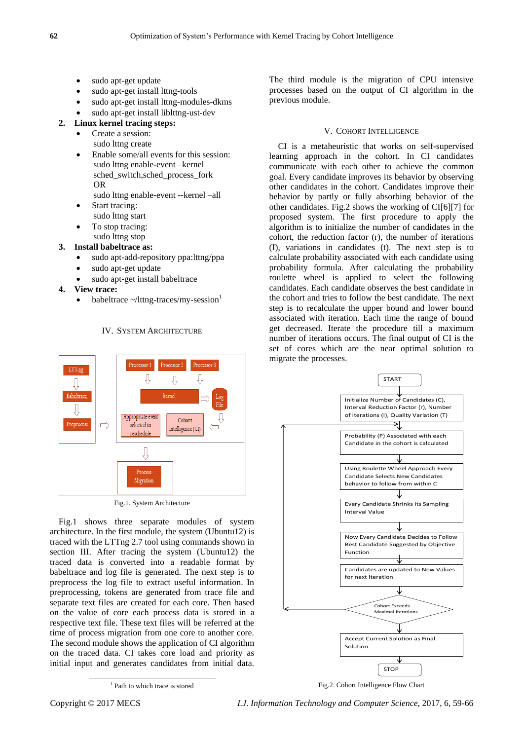- sudo apt-get update
- sudo apt-get install lttng-tools
- sudo apt-get install lttng-modules-dkms
- sudo apt-get install liblttng-ust-dev

**2. Linux kernel tracing steps:**

- Create a session:
  sudo lttng create
- Enable some/all events for this session:
  sudo lttng enable-event –kernel sched_switch,sched_process_fork
  OR
  sudo lttng enable-event --kernel –all
- Start tracing:
  sudo lttng start
- To stop tracing:
  sudo lttng stop

**3. Install babeltrace as:**

- sudo apt-add-repository ppa:lttng/ppa
- sudo apt-get update
- sudo apt-get install babeltrace

**4. View trace:**

- babeltrace ~/lttng-traces/my-session[1]

## IV. System Architecture

Fig.1. System Architecture

Fig.1 shows three separate modules of system architecture. In the first module, the system (Ubuntu12) is traced with the LTTng 2.7 tool using commands shown in section III. After tracing the system (Ubuntu12) the traced data is converted into a readable format by babeltrace and log file is generated. The next step is to preprocess the log file to extract useful information. In preprocessing, tokens are generated from trace file and separate text files are created for each core. Then based on the value of core each process data is stored in a respective text file. These text files will be referred at the time of process migration from one core to another core. The second module shows the application of CI algorithm on the traced data. CI takes core load and priority as initial input and generates candidates from initial data.

[1] Path to which trace is stored

The third module is the migration of CPU intensive processes based on the output of CI algorithm in the previous module.

## V. Cohort Intelligence

CI is a metaheuristic that works on self-supervised learning approach in the cohort. In CI candidates communicate with each other to achieve the common goal. Every candidate improves its behavior by observing other candidates in the cohort. Candidates improve their behavior by partly or fully absorbing behavior of the other candidates. Fig.2 shows the working of CI[6][7] for proposed system. The first procedure to apply the algorithm is to initialize the number of candidates in the cohort, the reduction factor (r), the number of iterations (I), variations in candidates (t). The next step is to calculate probability associated with each candidate using probability formula. After calculating the probability roulette wheel is applied to select the following candidates. Each candidate observes the best candidate in the cohort and tries to follow the best candidate. The next step is to recalculate the upper bound and lower bound associated with iteration. Each time the range of bound get decreased. Iterate the procedure till a maximum number of iterations occurs. The final output of CI is the set of cores which are the near optimal solution to migrate the processes.

Fig.2. Cohort Intelligence Flow Chart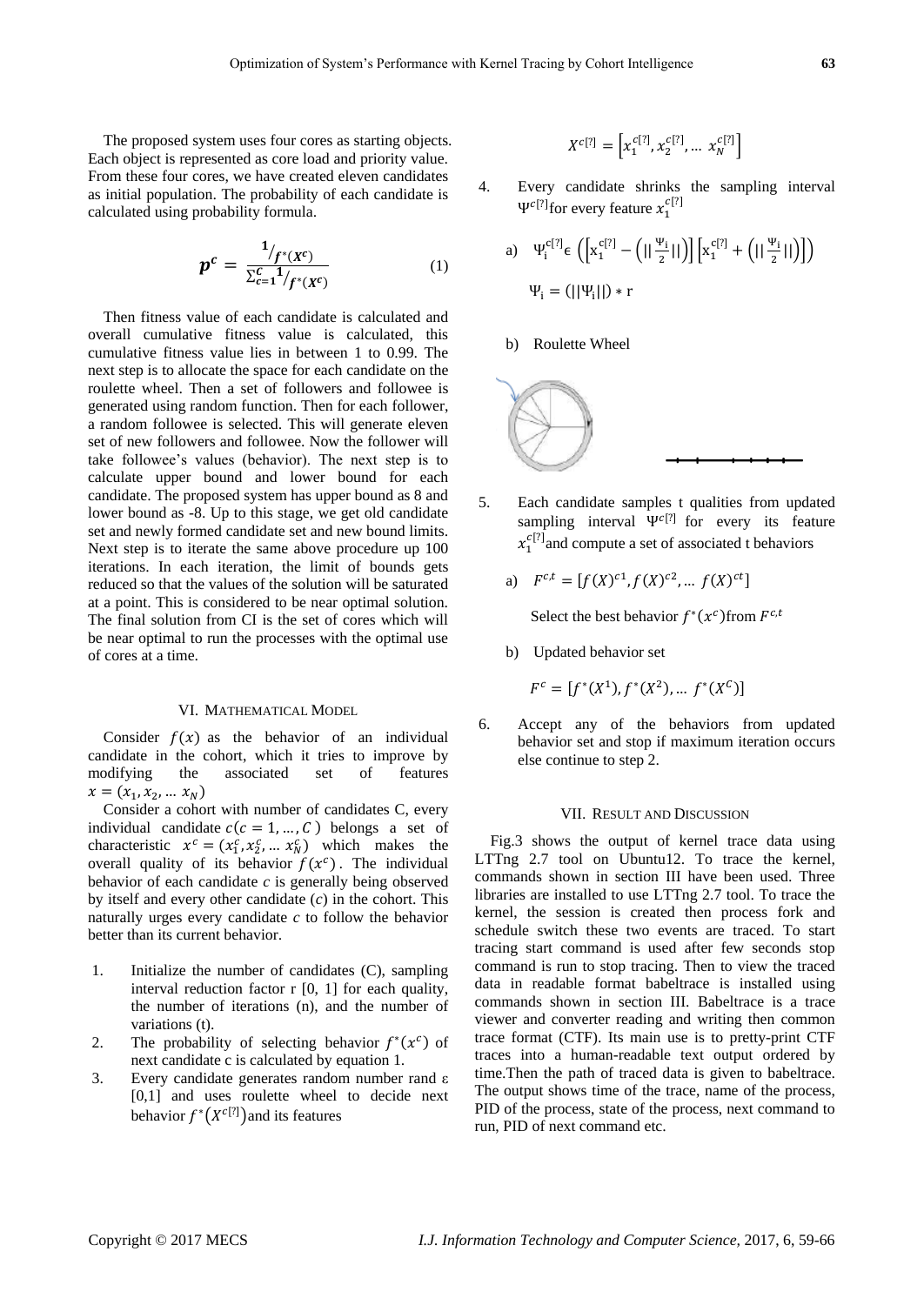The proposed system uses four cores as starting objects. Each object is represented as core load and priority value. From these four cores, we have created eleven candidates as initial population. The probability of each candidate is calculated using probability formula.

$$\boldsymbol{p^c} = \frac{\mathbf{1}/_{\boldsymbol{f^*(X^c)}}}{\sum_{\boldsymbol{c=1}}^{\boldsymbol{C}} \mathbf{1}/_{\boldsymbol{f^*(X^c)}}} \tag{1}$$

Then fitness value of each candidate is calculated and overall cumulative fitness value is calculated, this cumulative fitness value lies in between 1 to 0.99. The next step is to allocate the space for each candidate on the roulette wheel. Then a set of followers and followee is generated using random function. Then for each follower, a random followee is selected. This will generate eleven set of new followers and followee. Now the follower will take followee's values (behavior). The next step is to calculate upper bound and lower bound for each candidate. The proposed system has upper bound as 8 and lower bound as -8. Up to this stage, we get old candidate set and newly formed candidate set and new bound limits. Next step is to iterate the same above procedure up 100 iterations. In each iteration, the limit of bounds gets reduced so that the values of the solution will be saturated at a point. This is considered to be near optimal solution. The final solution from CI is the set of cores which will be near optimal to run the processes with the optimal use of cores at a time.

## VI. Mathematical Model

Consider $f(x)$ as the behavior of an individual candidate in the cohort, which it tries to improve by modifying the associated set of features $x = (x_1, x_2, \ldots x_N)$

Consider a cohort with number of candidates C, every individual candidate $c(c = 1, \ldots, C)$ belongs a set of characteristic $x^c = (x_1^c, x_2^c, \ldots x_N^c)$ which makes the overall quality of its behavior $f(x^c)$. The individual behavior of each candidate $c$ is generally being observed by itself and every other candidate ($c$) in the cohort. This naturally urges every candidate $c$ to follow the behavior better than its current behavior.

1. Initialize the number of candidates (C), sampling interval reduction factor r [0, 1] for each quality, the number of iterations (n), and the number of variations (t).
2. The probability of selecting behavior $f^*(x^c)$ of next candidate c is calculated by equation 1.
3. Every candidate generates random number rand ε [0,1] and uses roulette wheel to decide next behavior $f^*\left(X^{c[?]}\right)$ and its features

$$X^{c[?]} = \left[x_1^{c[?]}, x_2^{c[?]}, \ldots\ x_N^{c[?]}\right]$$

4. Every candidate shrinks the sampling interval $\Psi^{c[?]}$ for every feature $x_1^{c[?]}$

   a) $\Psi_i^{c[?]} \epsilon \left(\left[x_1^{c[?]} - \left(||\frac{\Psi_i}{2}||\right)\right]\left[x_1^{c[?]} + \left(||\frac{\Psi_i}{2}||\right)\right]\right)$

   $\Psi_i = (||\Psi_i||) * r$

   b) Roulette Wheel

5. Each candidate samples t qualities from updated sampling interval $\Psi^{c[?]}$ for every its feature $x_1^{c[?]}$ and compute a set of associated t behaviors

   a) $F^{c,t} = [f(X)^{c1}, f(X)^{c2}, \ldots\ f(X)^{ct}]$

   Select the best behavior $f^*(x^c)$ from $F^{c,t}$

   b) Updated behavior set

   $F^c = [f^*(X^1), f^*(X^2), \ldots\ f^*(X^C)]$

6. Accept any of the behaviors from updated behavior set and stop if maximum iteration occurs else continue to step 2.

## VII. Result and Discussion

Fig.3 shows the output of kernel trace data using LTTng 2.7 tool on Ubuntu12. To trace the kernel, commands shown in section III have been used. Three libraries are installed to use LTTng 2.7 tool. To trace the kernel, the session is created then process fork and schedule switch these two events are traced. To start tracing start command is used after few seconds stop command is run to stop tracing. Then to view the traced data in readable format babeltrace is installed using commands shown in section III. Babeltrace is a trace viewer and converter reading and writing then common trace format (CTF). Its main use is to pretty-print CTF traces into a human-readable text output ordered by time.Then the path of traced data is given to babeltrace. The output shows time of the trace, name of the process, PID of the process, state of the process, next command to run, PID of next command etc.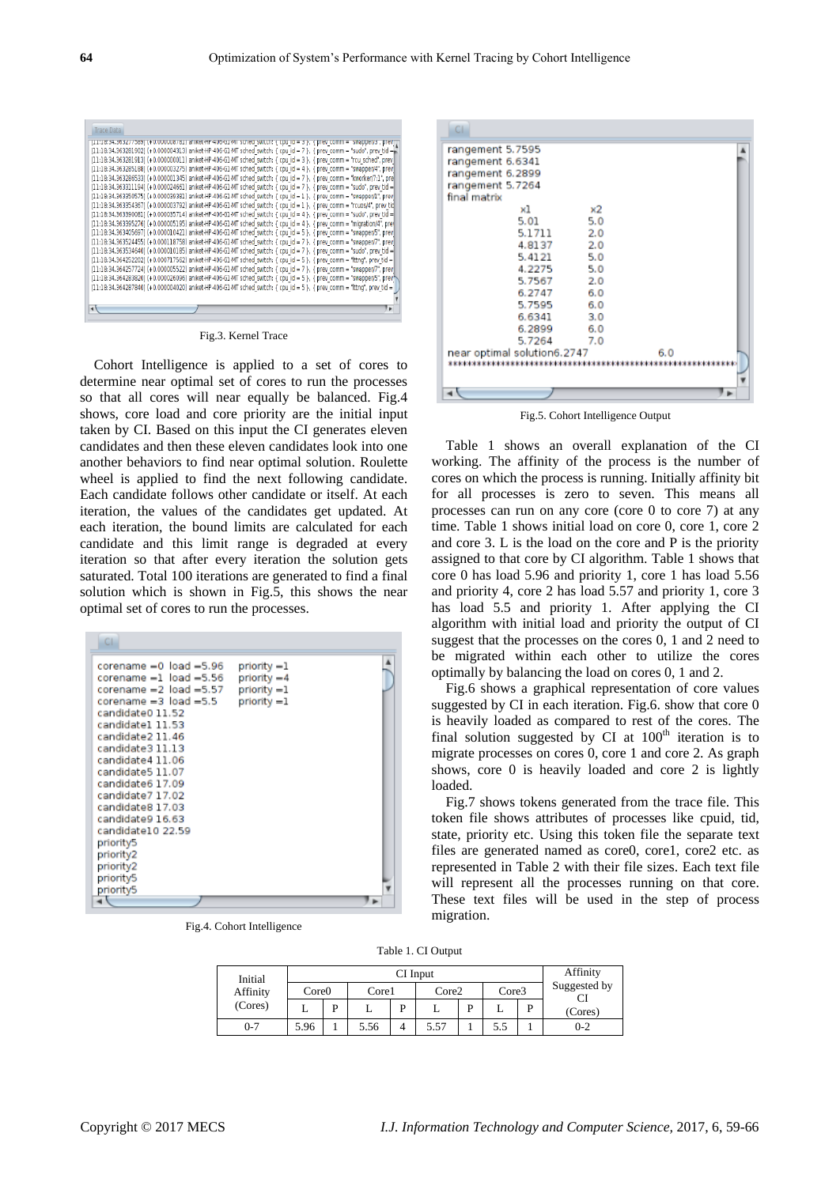Fig.3. Kernel Trace

Cohort Intelligence is applied to a set of cores to determine near optimal set of cores to run the processes so that all cores will near equally be balanced. Fig.4 shows, core load and core priority are the initial input taken by CI. Based on this input the CI generates eleven candidates and then these eleven candidates look into one another behaviors to find near optimal solution. Roulette wheel is applied to find the next following candidate. Each candidate follows other candidate or itself. At each iteration, the values of the candidates get updated. At each iteration, the bound limits are calculated for each candidate and this limit range is degraded at every iteration so that after every iteration the solution gets saturated. Total 100 iterations are generated to find a final solution which is shown in Fig.5, this shows the near optimal set of cores to run the processes.

Fig.4. Cohort Intelligence

Fig.5. Cohort Intelligence Output

Table 1 shows an overall explanation of the CI working. The affinity of the process is the number of cores on which the process is running. Initially affinity bit for all processes is zero to seven. This means all processes can run on any core (core 0 to core 7) at any time. Table 1 shows initial load on core 0, core 1, core 2 and core 3. L is the load on the core and P is the priority assigned to that core by CI algorithm. Table 1 shows that core 0 has load 5.96 and priority 1, core 1 has load 5.56 and priority 4, core 2 has load 5.57 and priority 1, core 3 has load 5.5 and priority 1. After applying the CI algorithm with initial load and priority the output of CI suggest that the processes on the cores 0, 1 and 2 need to be migrated within each other to utilize the cores optimally by balancing the load on cores 0, 1 and 2.

Fig.6 shows a graphical representation of core values suggested by CI in each iteration. Fig.6. show that core 0 is heavily loaded as compared to rest of the cores. The final solution suggested by CI at 100[th] iteration is to migrate processes on cores 0, core 1 and core 2. As graph shows, core 0 is heavily loaded and core 2 is lightly loaded.

Fig.7 shows tokens generated from the trace file. This token file shows attributes of processes like cpuid, tid, state, priority etc. Using this token file the separate text files are generated named as core0, core1, core2 etc. as represented in Table 2 with their file sizes. Each text file will represent all the processes running on that core. These text files will be used in the step of process migration.

Table 1. CI Output

| Initial Affinity (Cores) | CI Input | | | | | | | | Affinity Suggested by CI (Cores) |
|---|---|---|---|---|---|---|---|---|---|
| | Core0 | | Core1 | | Core2 | | Core3 | | |
| | L | P | L | P | L | P | L | P | |
| 0-7 | 5.96 | 1 | 5.56 | 4 | 5.57 | 1 | 5.5 | 1 | 0-2 |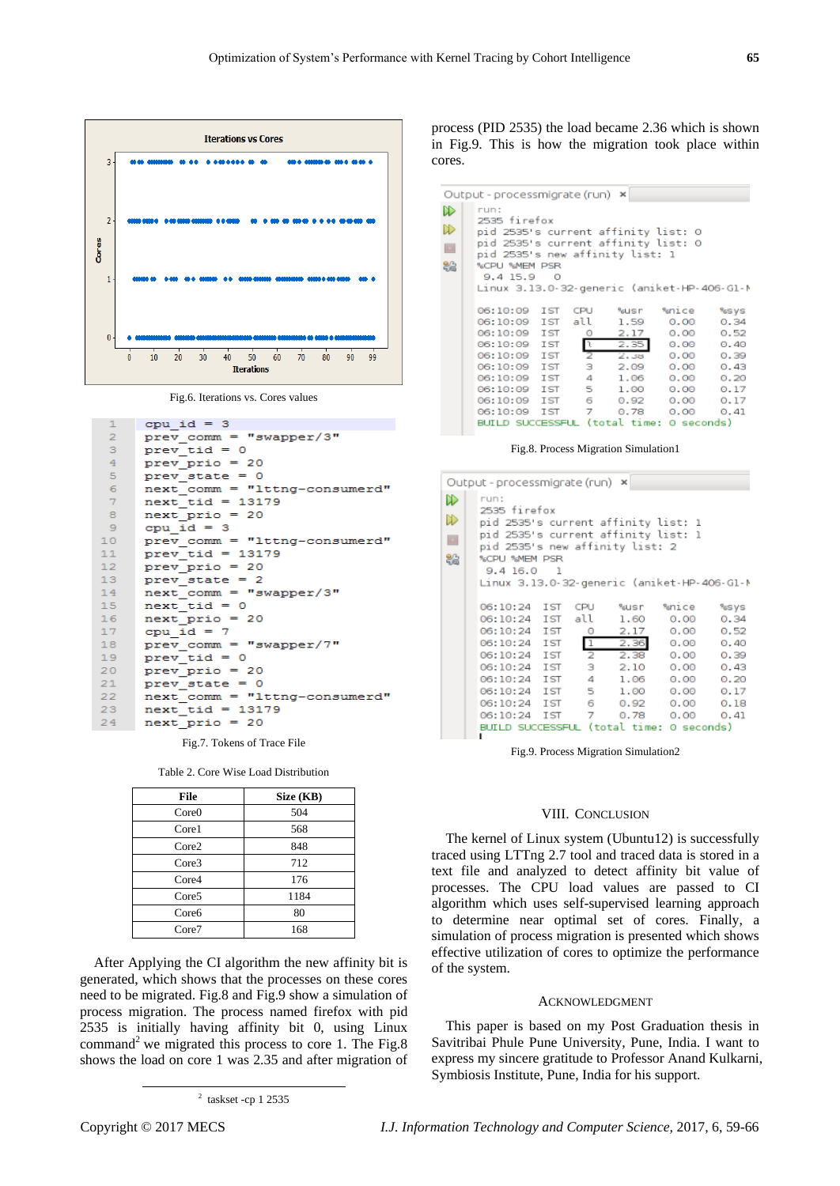Iterations vs Cores

3

2

1

0

Cores

0 10 20 30 40 50 60 70 80 90 99

Iterations

Fig.6. Iterations vs. Cores values

```
1  cpu_id = 3
2  prev_comm = "swapper/3"
3  prev_tid = 0
4  prev_prio = 20
5  prev_state = 0
6  next_comm = "lttng-consumerd"
7  next_tid = 13179
8  next_prio = 20
9  cpu_id = 3
10 prev_comm = "lttng-consumerd"
11 prev_tid = 13179
12 prev_prio = 20
13 prev_state = 2
14 next_comm = "swapper/3"
15 next_tid = 0
16 next_prio = 20
17 cpu_id = 7
18 prev_comm = "swapper/7"
19 prev_tid = 0
20 prev_prio = 20
21 prev_state = 0
22 next_comm = "lttng-consumerd"
23 next_tid = 13179
24 next_prio = 20
```

Fig.7. Tokens of Trace File

Table 2. Core Wise Load Distribution

| File | Size (KB) |
|---|---|
| Core0 | 504 |
| Core1 | 568 |
| Core2 | 848 |
| Core3 | 712 |
| Core4 | 176 |
| Core5 | 1184 |
| Core6 | 80 |
| Core7 | 168 |

After Applying the CI algorithm the new affinity bit is generated, which shows that the processes on these cores need to be migrated. Fig.8 and Fig.9 show a simulation of process migration. The process named firefox with pid 2535 is initially having affinity bit 0, using Linux command[2] we migrated this process to core 1. The Fig.8 shows the load on core 1 was 2.35 and after migration of process (PID 2535) the load became 2.36 which is shown in Fig.9. This is how the migration took place within cores.

```
Output - processmigrate (run)
run:
2535 firefox
pid 2535's current affinity list: 0
pid 2535's current affinity list: 0
pid 2535's new affinity list: 1
%CPU %MEM PSR
 9.4 15.9   0
Linux 3.13.0-32-generic (aniket-HP-406-G1-M

06:10:09  IST   CPU    %usr    %nice    %sys
06:10:09  IST   all    1.59    0.00     0.34
06:10:09  IST   0      2.17    0.00     0.52
06:10:09  IST   1      2.35    0.00     0.40
06:10:09  IST   2      2.38    0.00     0.39
06:10:09  IST   3      2.09    0.00     0.43
06:10:09  IST   4      1.06    0.00     0.20
06:10:09  IST   5      1.00    0.00     0.17
06:10:09  IST   6      0.92    0.00     0.17
06:10:09  IST   7      0.78    0.00     0.41
BUILD SUCCESSFUL (total time: 0 seconds)
```

Fig.8. Process Migration Simulation1

```
Output - processmigrate (run)
run:
2535 firefox
pid 2535's current affinity list: 1
pid 2535's current affinity list: 1
pid 2535's new affinity list: 2
%CPU %MEM PSR
 9.4 16.0   1
Linux 3.13.0-32-generic (aniket-HP-406-G1-M

06:10:24  IST   CPU    %usr    %nice    %sys
06:10:24  IST   all    1.60    0.00     0.34
06:10:24  IST   0      2.17    0.00     0.52
06:10:24  IST   1      2.36    0.00     0.40
06:10:24  IST   2      2.38    0.00     0.39
06:10:24  IST   3      2.10    0.00     0.43
06:10:24  IST   4      1.06    0.00     0.20
06:10:24  IST   5      1.00    0.00     0.17
06:10:24  IST   6      0.92    0.00     0.18
06:10:24  IST   7      0.78    0.00     0.41
BUILD SUCCESSFUL (total time: 0 seconds)
```

Fig.9. Process Migration Simulation2

## VIII. Conclusion

The kernel of Linux system (Ubuntu12) is successfully traced using LTTng 2.7 tool and traced data is stored in a text file and analyzed to detect affinity bit value of processes. The CPU load values are passed to CI algorithm which uses self-supervised learning approach to determine near optimal set of cores. Finally, a simulation of process migration is presented which shows effective utilization of cores to optimize the performance of the system.

## Acknowledgment

This paper is based on my Post Graduation thesis in Savitribai Phule Pune University, Pune, India. I want to express my sincere gratitude to Professor Anand Kulkarni, Symbiosis Institute, Pune, India for his support.

[2] taskset -cp 1 2535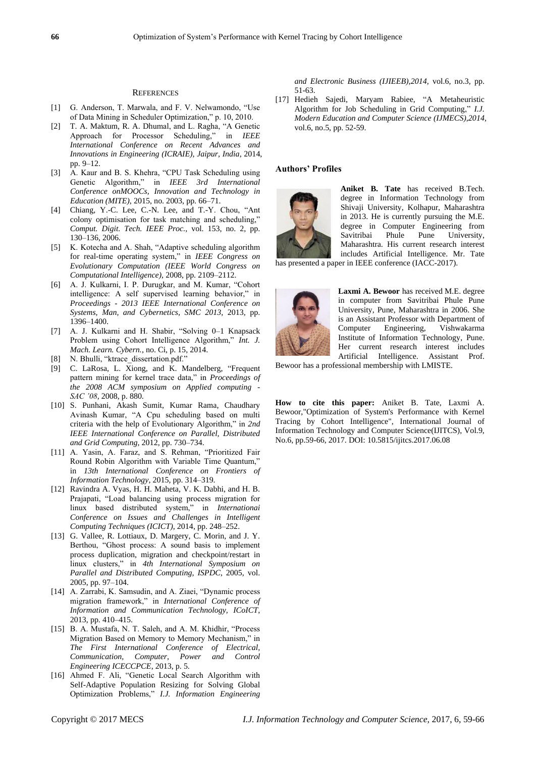## REFERENCES

[1] G. Anderson, T. Marwala, and F. V. Nelwamondo, "Use of Data Mining in Scheduler Optimization," p. 10, 2010.

[2] T. A. Maktum, R. A. Dhumal, and L. Ragha, "A Genetic Approach for Processor Scheduling," in *IEEE International Conference on Recent Advances and Innovations in Engineering (ICRAIE), Jaipur, India*, 2014, pp. 9–12.

[3] A. Kaur and B. S. Khehra, "CPU Task Scheduling using Genetic Algorithm," in *IEEE 3rd International Conference onMOOCs, Innovation and Technology in Education (MITE)*, 2015, no. 2003, pp. 66–71.

[4] Chiang, Y.-C. Lee, C.-N. Lee, and T.-Y. Chou, "Ant colony optimisation for task matching and scheduling," *Comput. Digit. Tech. IEEE Proc.*, vol. 153, no. 2, pp. 130–136, 2006.

[5] K. Kotecha and A. Shah, "Adaptive scheduling algorithm for real-time operating system," in *IEEE Congress on Evolutionary Computation (IEEE World Congress on Computational Intelligence)*, 2008, pp. 2109–2112.

[6] A. J. Kulkarni, I. P. Durugkar, and M. Kumar, "Cohort intelligence: A self supervised learning behavior," in *Proceedings - 2013 IEEE International Conference on Systems, Man, and Cybernetics, SMC 2013*, 2013, pp. 1396–1400.

[7] A. J. Kulkarni and H. Shabir, "Solving 0–1 Knapsack Problem using Cohort Intelligence Algorithm," *Int. J. Mach. Learn. Cybern.*, no. Ci, p. 15, 2014.

[8] N. Bhulli, "ktrace_dissertation.pdf."

[9] C. LaRosa, L. Xiong, and K. Mandelberg, "Frequent pattern mining for kernel trace data," in *Proceedings of the 2008 ACM symposium on Applied computing - SAC '08*, 2008, p. 880.

[10] S. Punhani, Akash Sumit, Kumar Rama, Chaudhary Avinash Kumar, "A Cpu scheduling based on multi criteria with the help of Evolutionary Algorithm," in *2nd IEEE International Conference on Parallel, Distributed and Grid Computing*, 2012, pp. 730–734.

[11] A. Yasin, A. Faraz, and S. Rehman, "Prioritized Fair Round Robin Algorithm with Variable Time Quantum," in *13th International Conference on Frontiers of Information Technology*, 2015, pp. 314–319.

[12] Ravindra A. Vyas, H. H. Maheta, V. K. Dabhi, and H. B. Prajapati, "Load balancing using process migration for linux based distributed system," in *Internationai Conference on Issues and Challenges in Intelligent Computing Techniques (ICICT)*, 2014, pp. 248–252.

[13] G. Vallee, R. Lottiaux, D. Margery, C. Morin, and J. Y. Berthou, "Ghost process: A sound basis to implement process duplication, migration and checkpoint/restart in linux clusters," in *4th International Symposium on Parallel and Distributed Computing, ISPDC*, 2005, vol. 2005, pp. 97–104.

[14] A. Zarrabi, K. Samsudin, and A. Ziaei, "Dynamic process migration framework," in *International Conference of Information and Communication Technology, ICoICT*, 2013, pp. 410–415.

[15] B. A. Mustafa, N. T. Saleh, and A. M. Khidhir, "Process Migration Based on Memory to Memory Mechanism," in *The First International Conference of Electrical, Communication, Computer, Power and Control Engineering ICECCPCE*, 2013, p. 5.

[16] Ahmed F. Ali, "Genetic Local Search Algorithm with Self-Adaptive Population Resizing for Solving Global Optimization Problems," *I.J. Information Engineering and Electronic Business (IJIEEB),2014*, vol.6, no.3, pp. 51-63.

[17] Hedieh Sajedi, Maryam Rabiee, "A Metaheuristic Algorithm for Job Scheduling in Grid Computing," *I.J. Modern Education and Computer Science (IJMECS),2014*, vol.6, no.5, pp. 52-59.

## Authors' Profiles

**Aniket B. Tate** has received B.Tech. degree in Information Technology from Shivaji University, Kolhapur, Maharashtra in 2013. He is currently pursuing the M.E. degree in Computer Engineering from Savitribai Phule Pune University, Maharashtra. His current research interest includes Artificial Intelligence. Mr. Tate has presented a paper in IEEE conference (IACC-2017).

**Laxmi A. Bewoor** has received M.E. degree in computer from Savitribai Phule Pune University, Pune, Maharashtra in 2006. She is an Assistant Professor with Department of Computer Engineering, Vishwakarma Institute of Information Technology, Pune. Her current research interest includes Artificial Intelligence. Assistant Prof. Bewoor has a professional membership with LMISTE.

**How to cite this paper:** Aniket B. Tate, Laxmi A. Bewoor,"Optimization of System's Performance with Kernel Tracing by Cohort Intelligence", International Journal of Information Technology and Computer Science(IJITCS), Vol.9, No.6, pp.59-66, 2017. DOI: 10.5815/ijitcs.2017.06.08